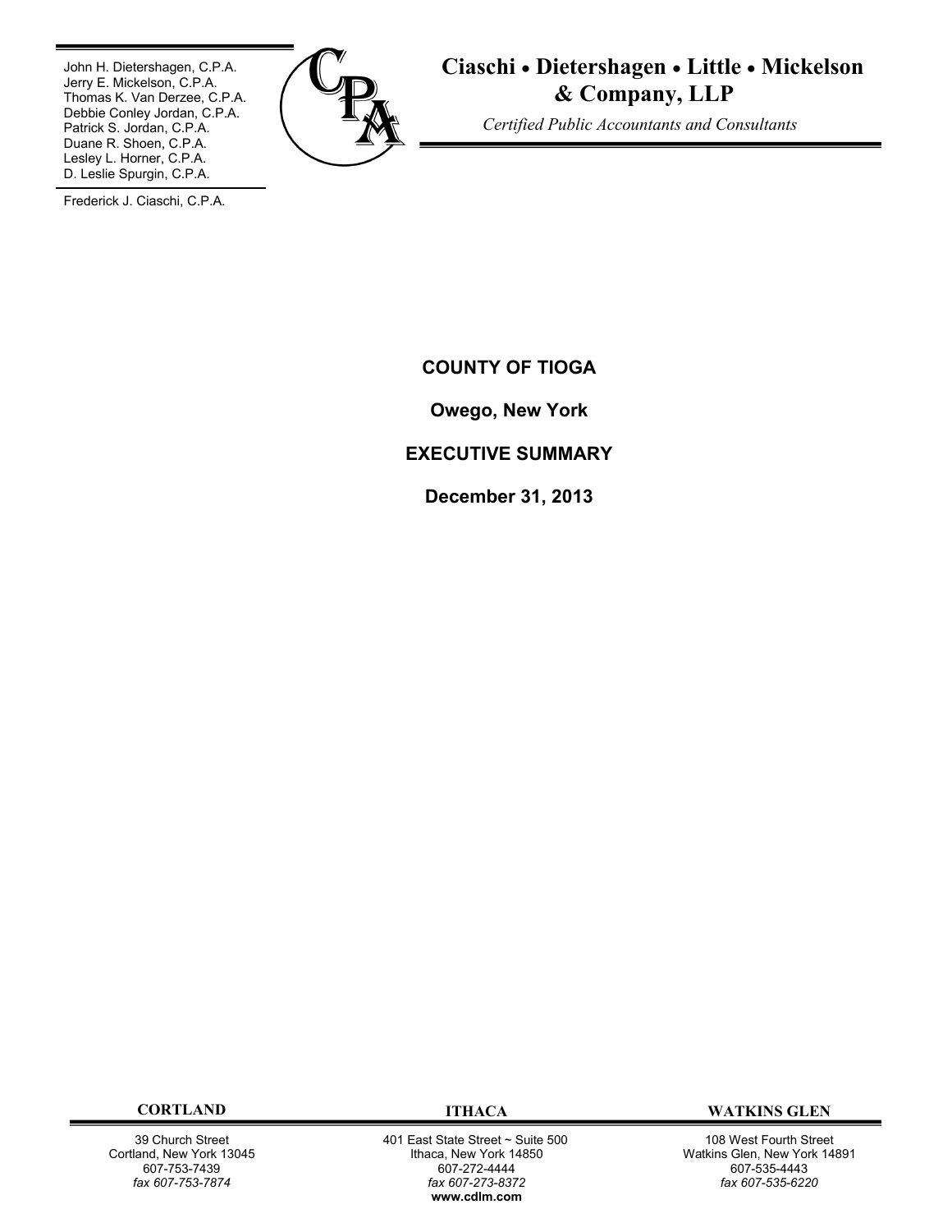John H. Dietershagen, C.P.A.
Jerry E. Mickelson, C.P.A.
Thomas K. Van Derzee, C.P.A.
Debbie Conley Jordan, C.P.A.
Patrick S. Jordan, C.P.A.
Duane R. Shoen, C.P.A.
Lesley L. Horner, C.P.A.
D. Leslie Spurgin, C.P.A.

Frederick J. Ciaschi, C.P.A.

**Ciaschi • Dietershagen • Little • Mickelson & Company, LLP**

*Certified Public Accountants and Consultants*

# COUNTY OF TIOGA

## Owego, New York

## EXECUTIVE SUMMARY

## December 31, 2013

| CORTLAND | ITHACA | WATKINS GLEN |
|---|---|---|
| 39 Church Street | 401 East State Street ~ Suite 500 | 108 West Fourth Street |
| Cortland, New York 13045 | Ithaca, New York 14850 | Watkins Glen, New York 14891 |
| 607-753-7439 | 607-272-4444 | 607-535-4443 |
| *fax 607-753-7874* | *fax 607-273-8372* | *fax 607-535-6220* |
| | **www.cdlm.com** | |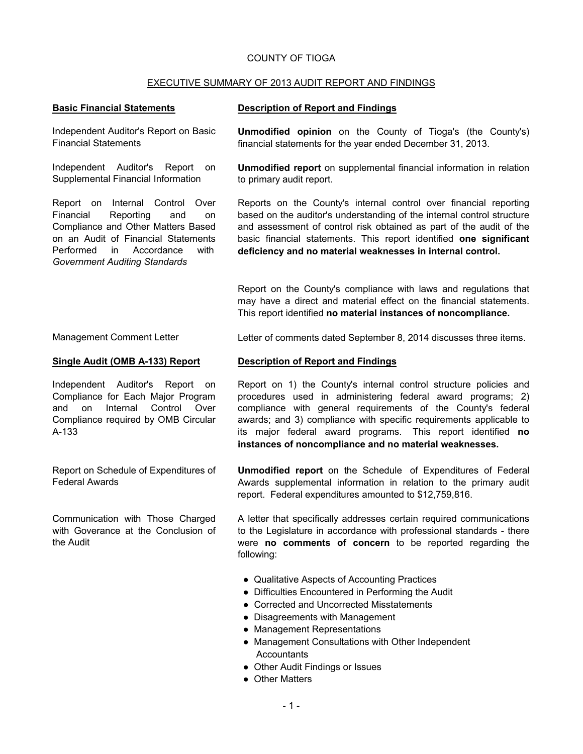# COUNTY OF TIOGA

## EXECUTIVE SUMMARY OF 2013 AUDIT REPORT AND FINDINGS

| **Basic Financial Statements** | **Description of Report and Findings** |
|---|---|
| Independent Auditor's Report on Basic Financial Statements | **Unmodified opinion** on the County of Tioga's (the County's) financial statements for the year ended December 31, 2013. |
| Independent Auditor's Report on Supplemental Financial Information | **Unmodified report** on supplemental financial information in relation to primary audit report. |
| Report on Internal Control Over Financial Reporting and on Compliance and Other Matters Based on an Audit of Financial Statements Performed in Accordance with *Government Auditing Standards* | Reports on the County's internal control over financial reporting based on the auditor's understanding of the internal control structure and assessment of control risk obtained as part of the audit of the basic financial statements. This report identified **one significant deficiency and no material weaknesses in internal control.** |
| | Report on the County's compliance with laws and regulations that may have a direct and material effect on the financial statements. This report identified **no material instances of noncompliance.** |
| Management Comment Letter | Letter of comments dated September 8, 2014 discusses three items. |

| **Single Audit (OMB A-133) Report** | **Description of Report and Findings** |
|---|---|
| Independent Auditor's Report on Compliance for Each Major Program and on Internal Control Over Compliance required by OMB Circular A-133 | Report on 1) the County's internal control structure policies and procedures used in administering federal award programs; 2) compliance with general requirements of the County's federal awards; and 3) compliance with specific requirements applicable to its major federal award programs. This report identified **no instances of noncompliance and no material weaknesses.** |
| Report on Schedule of Expenditures of Federal Awards | **Unmodified report** on the Schedule of Expenditures of Federal Awards supplemental information in relation to the primary audit report. Federal expenditures amounted to $12,759,816. |
| Communication with Those Charged with Goverance at the Conclusion of the Audit | A letter that specifically addresses certain required communications to the Legislature in accordance with professional standards - there were **no comments of concern** to be reported regarding the following: |

- Qualitative Aspects of Accounting Practices
- Difficulties Encountered in Performing the Audit
- Corrected and Uncorrected Misstatements
- Disagreements with Management
- Management Representations
- Management Consultations with Other Independent Accountants
- Other Audit Findings or Issues
- Other Matters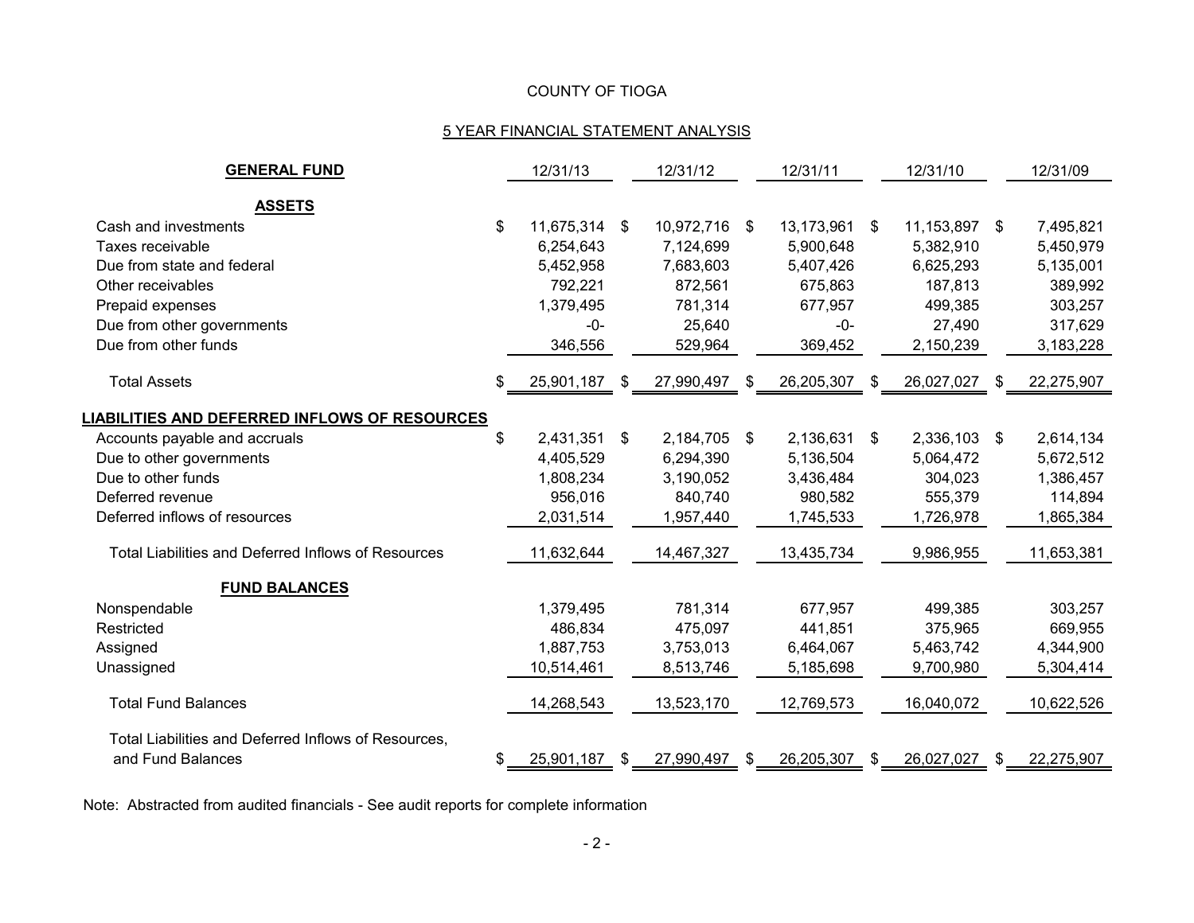# COUNTY OF TIOGA

## 5 YEAR FINANCIAL STATEMENT ANALYSIS

| GENERAL FUND | 12/31/13 | 12/31/12 | 12/31/11 | 12/31/10 | 12/31/09 |
|---|---|---|---|---|---|
| **ASSETS** | | | | | |
| Cash and investments | $ 11,675,314 | $ 10,972,716 | $ 13,173,961 | $ 11,153,897 | $ 7,495,821 |
| Taxes receivable | 6,254,643 | 7,124,699 | 5,900,648 | 5,382,910 | 5,450,979 |
| Due from state and federal | 5,452,958 | 7,683,603 | 5,407,426 | 6,625,293 | 5,135,001 |
| Other receivables | 792,221 | 872,561 | 675,863 | 187,813 | 389,992 |
| Prepaid expenses | 1,379,495 | 781,314 | 677,957 | 499,385 | 303,257 |
| Due from other governments | -0- | 25,640 | -0- | 27,490 | 317,629 |
| Due from other funds | 346,556 | 529,964 | 369,452 | 2,150,239 | 3,183,228 |
| Total Assets | $ 25,901,187 | $ 27,990,497 | $ 26,205,307 | $ 26,027,027 | $ 22,275,907 |
| **LIABILITIES AND DEFERRED INFLOWS OF RESOURCES** | | | | | |
| Accounts payable and accruals | $ 2,431,351 | $ 2,184,705 | $ 2,136,631 | $ 2,336,103 | $ 2,614,134 |
| Due to other governments | 4,405,529 | 6,294,390 | 5,136,504 | 5,064,472 | 5,672,512 |
| Due to other funds | 1,808,234 | 3,190,052 | 3,436,484 | 304,023 | 1,386,457 |
| Deferred revenue | 956,016 | 840,740 | 980,582 | 555,379 | 114,894 |
| Deferred inflows of resources | 2,031,514 | 1,957,440 | 1,745,533 | 1,726,978 | 1,865,384 |
| Total Liabilities and Deferred Inflows of Resources | 11,632,644 | 14,467,327 | 13,435,734 | 9,986,955 | 11,653,381 |
| **FUND BALANCES** | | | | | |
| Nonspendable | 1,379,495 | 781,314 | 677,957 | 499,385 | 303,257 |
| Restricted | 486,834 | 475,097 | 441,851 | 375,965 | 669,955 |
| Assigned | 1,887,753 | 3,753,013 | 6,464,067 | 5,463,742 | 4,344,900 |
| Unassigned | 10,514,461 | 8,513,746 | 5,185,698 | 9,700,980 | 5,304,414 |
| Total Fund Balances | 14,268,543 | 13,523,170 | 12,769,573 | 16,040,072 | 10,622,526 |
| Total Liabilities and Deferred Inflows of Resources, and Fund Balances | $ 25,901,187 | $ 27,990,497 | $ 26,205,307 | $ 26,027,027 | $ 22,275,907 |

Note: Abstracted from audited financials - See audit reports for complete information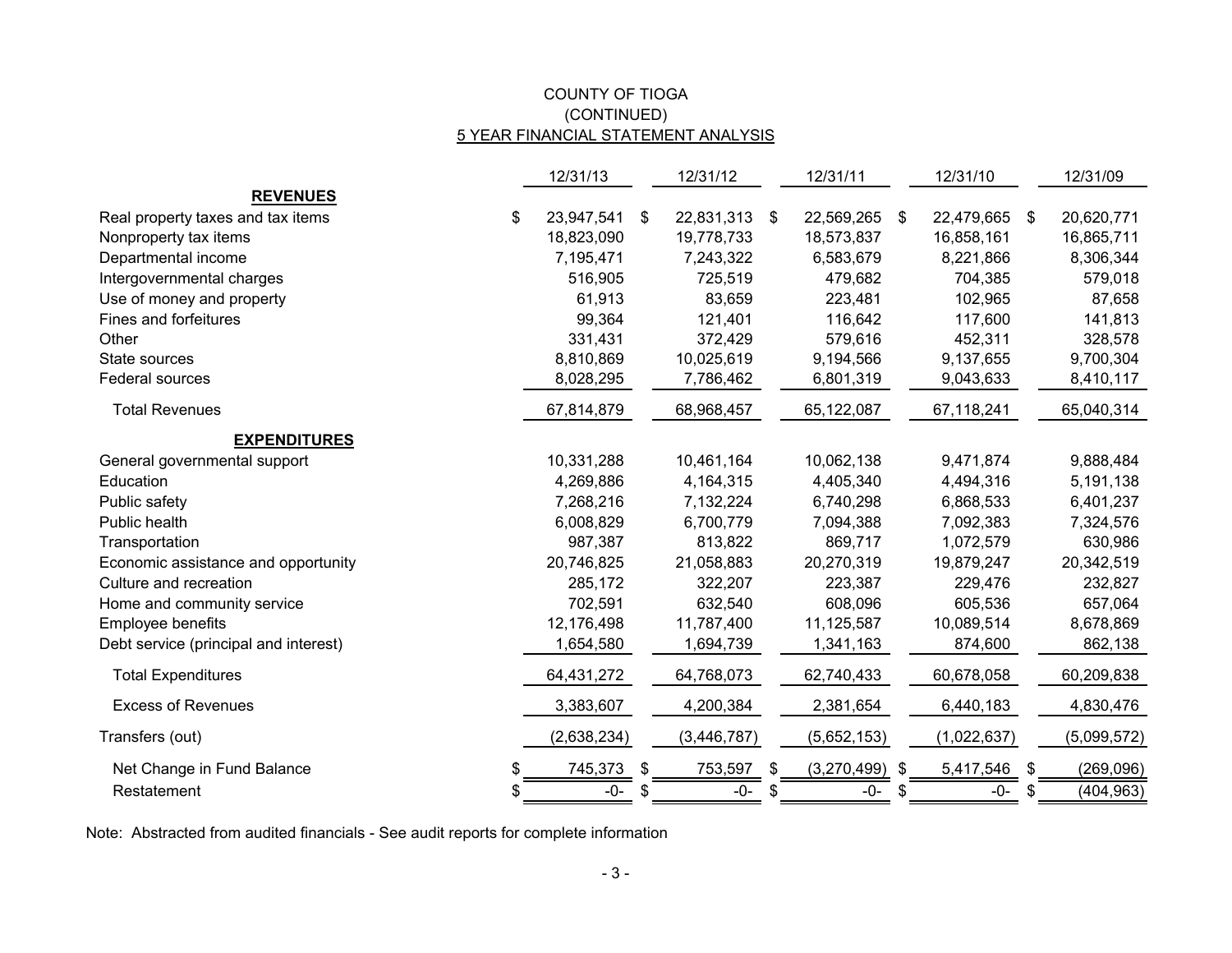# COUNTY OF TIOGA
## (CONTINUED)
## 5 YEAR FINANCIAL STATEMENT ANALYSIS

| | 12/31/13 | 12/31/12 | 12/31/11 | 12/31/10 | 12/31/09 |
|---|---|---|---|---|---|
| **REVENUES** | | | | | |
| Real property taxes and tax items | $ 23,947,541 | $ 22,831,313 | $ 22,569,265 | $ 22,479,665 | $ 20,620,771 |
| Nonproperty tax items | 18,823,090 | 19,778,733 | 18,573,837 | 16,858,161 | 16,865,711 |
| Departmental income | 7,195,471 | 7,243,322 | 6,583,679 | 8,221,866 | 8,306,344 |
| Intergovernmental charges | 516,905 | 725,519 | 479,682 | 704,385 | 579,018 |
| Use of money and property | 61,913 | 83,659 | 223,481 | 102,965 | 87,658 |
| Fines and forfeitures | 99,364 | 121,401 | 116,642 | 117,600 | 141,813 |
| Other | 331,431 | 372,429 | 579,616 | 452,311 | 328,578 |
| State sources | 8,810,869 | 10,025,619 | 9,194,566 | 9,137,655 | 9,700,304 |
| Federal sources | 8,028,295 | 7,786,462 | 6,801,319 | 9,043,633 | 8,410,117 |
| Total Revenues | 67,814,879 | 68,968,457 | 65,122,087 | 67,118,241 | 65,040,314 |
| **EXPENDITURES** | | | | | |
| General governmental support | 10,331,288 | 10,461,164 | 10,062,138 | 9,471,874 | 9,888,484 |
| Education | 4,269,886 | 4,164,315 | 4,405,340 | 4,494,316 | 5,191,138 |
| Public safety | 7,268,216 | 7,132,224 | 6,740,298 | 6,868,533 | 6,401,237 |
| Public health | 6,008,829 | 6,700,779 | 7,094,388 | 7,092,383 | 7,324,576 |
| Transportation | 987,387 | 813,822 | 869,717 | 1,072,579 | 630,986 |
| Economic assistance and opportunity | 20,746,825 | 21,058,883 | 20,270,319 | 19,879,247 | 20,342,519 |
| Culture and recreation | 285,172 | 322,207 | 223,387 | 229,476 | 232,827 |
| Home and community service | 702,591 | 632,540 | 608,096 | 605,536 | 657,064 |
| Employee benefits | 12,176,498 | 11,787,400 | 11,125,587 | 10,089,514 | 8,678,869 |
| Debt service (principal and interest) | 1,654,580 | 1,694,739 | 1,341,163 | 874,600 | 862,138 |
| Total Expenditures | 64,431,272 | 64,768,073 | 62,740,433 | 60,678,058 | 60,209,838 |
| Excess of Revenues | 3,383,607 | 4,200,384 | 2,381,654 | 6,440,183 | 4,830,476 |
| Transfers (out) | (2,638,234) | (3,446,787) | (5,652,153) | (1,022,637) | (5,099,572) |
| Net Change in Fund Balance | $ 745,373 | $ 753,597 | $ (3,270,499) | $ 5,417,546 | $ (269,096) |
| Restatement | $ -0- | $ -0- | $ -0- | $ -0- | $ (404,963) |

Note: Abstracted from audited financials - See audit reports for complete information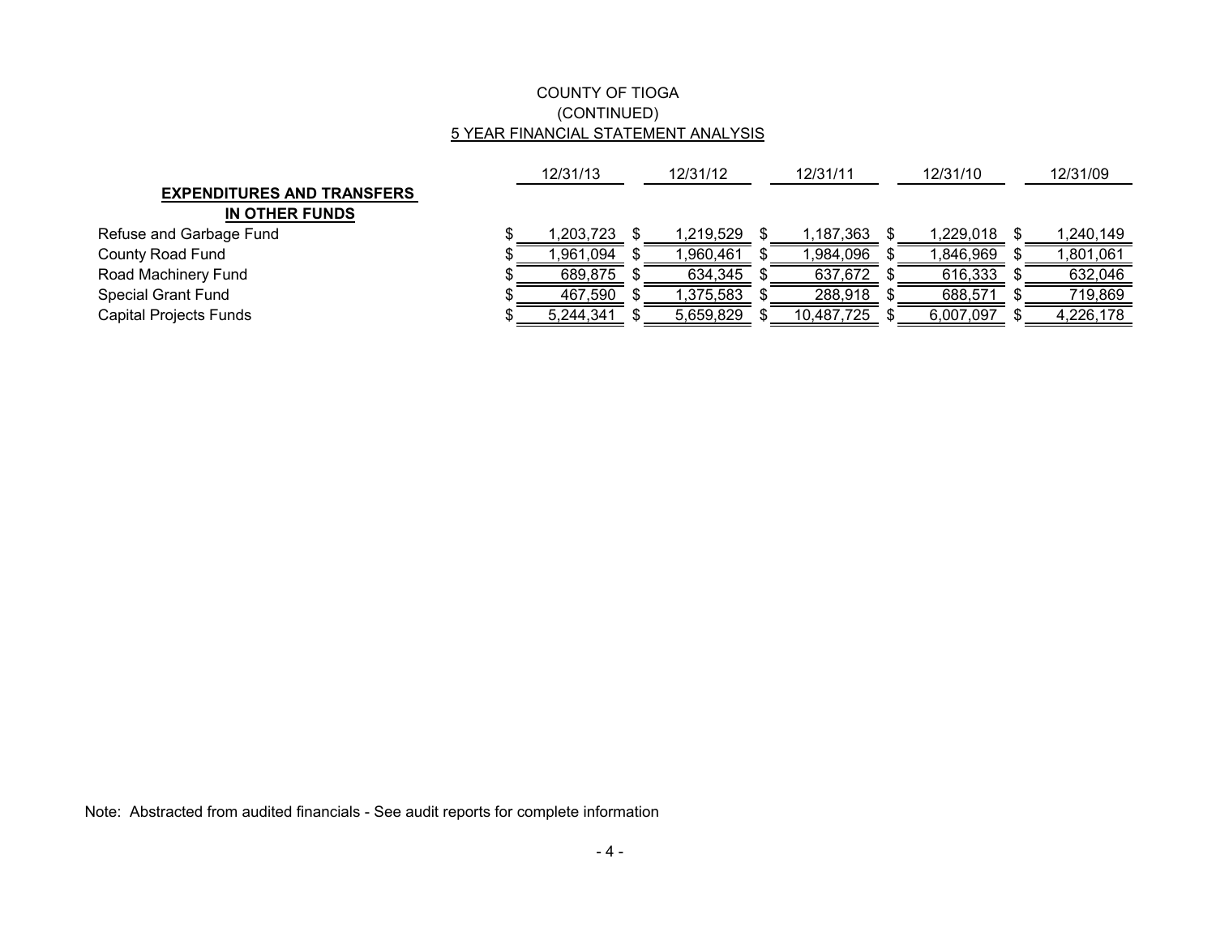# COUNTY OF TIOGA
## (CONTINUED)
## 5 YEAR FINANCIAL STATEMENT ANALYSIS

| | 12/31/13 | 12/31/12 | 12/31/11 | 12/31/10 | 12/31/09 |
|---|---|---|---|---|---|
| **EXPENDITURES AND TRANSFERS IN OTHER FUNDS** | | | | | |
| Refuse and Garbage Fund | $ 1,203,723 | $ 1,219,529 | $ 1,187,363 | $ 1,229,018 | $ 1,240,149 |
| County Road Fund | $ 1,961,094 | $ 1,960,461 | $ 1,984,096 | $ 1,846,969 | $ 1,801,061 |
| Road Machinery Fund | $ 689,875 | $ 634,345 | $ 637,672 | $ 616,333 | $ 632,046 |
| Special Grant Fund | $ 467,590 | $ 1,375,583 | $ 288,918 | $ 688,571 | $ 719,869 |
| Capital Projects Funds | $ 5,244,341 | $ 5,659,829 | $ 10,487,725 | $ 6,007,097 | $ 4,226,178 |

Note: Abstracted from audited financials - See audit reports for complete information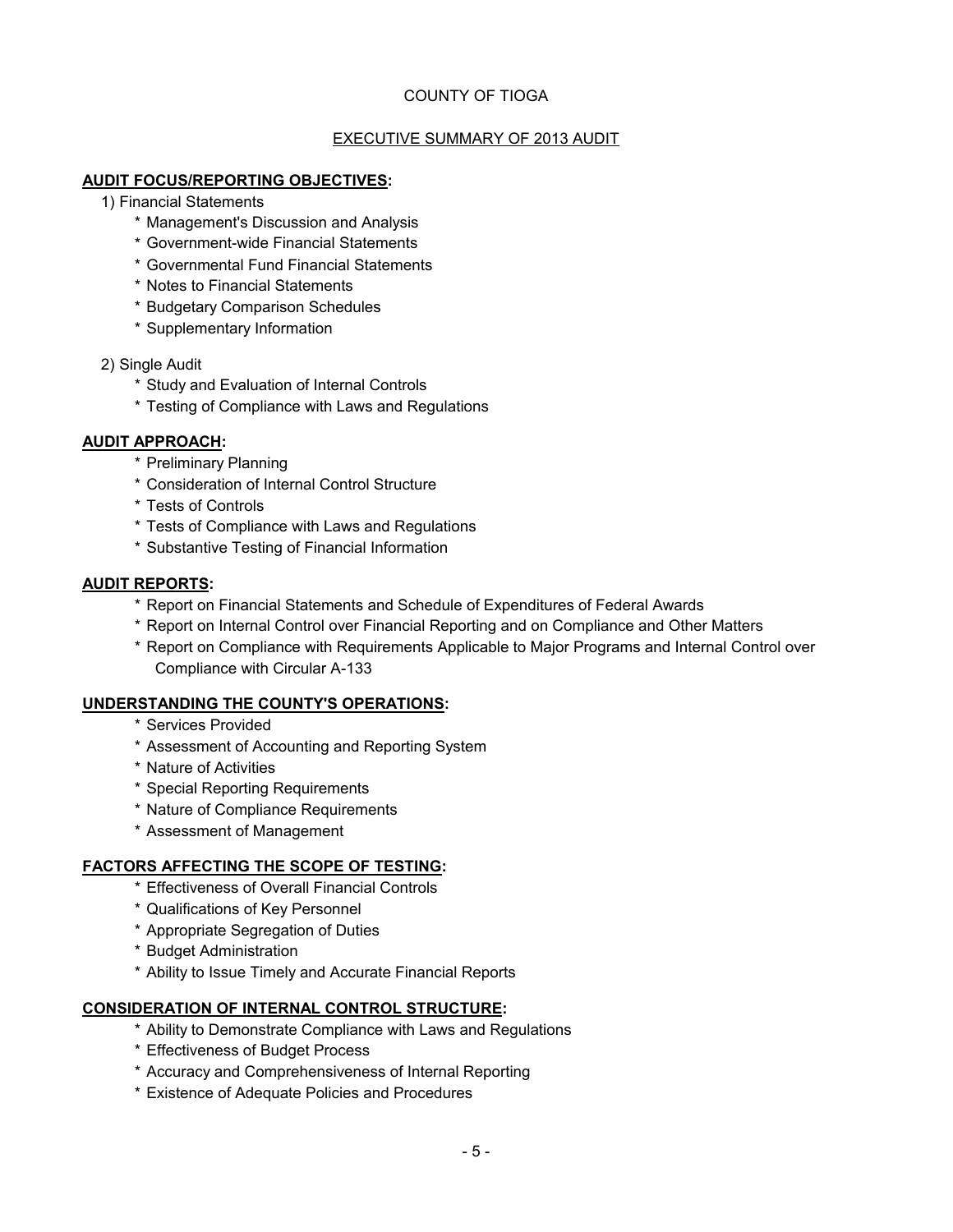COUNTY OF TIOGA

EXECUTIVE SUMMARY OF 2013 AUDIT

**AUDIT FOCUS/REPORTING OBJECTIVES:**

1) Financial Statements
   * Management's Discussion and Analysis
   * Government-wide Financial Statements
   * Governmental Fund Financial Statements
   * Notes to Financial Statements
   * Budgetary Comparison Schedules
   * Supplementary Information

2) Single Audit
   * Study and Evaluation of Internal Controls
   * Testing of Compliance with Laws and Regulations

**AUDIT APPROACH:**

* Preliminary Planning
* Consideration of Internal Control Structure
* Tests of Controls
* Tests of Compliance with Laws and Regulations
* Substantive Testing of Financial Information

**AUDIT REPORTS:**

* Report on Financial Statements and Schedule of Expenditures of Federal Awards
* Report on Internal Control over Financial Reporting and on Compliance and Other Matters
* Report on Compliance with Requirements Applicable to Major Programs and Internal Control over Compliance with Circular A-133

**UNDERSTANDING THE COUNTY'S OPERATIONS:**

* Services Provided
* Assessment of Accounting and Reporting System
* Nature of Activities
* Special Reporting Requirements
* Nature of Compliance Requirements
* Assessment of Management

**FACTORS AFFECTING THE SCOPE OF TESTING:**

* Effectiveness of Overall Financial Controls
* Qualifications of Key Personnel
* Appropriate Segregation of Duties
* Budget Administration
* Ability to Issue Timely and Accurate Financial Reports

**CONSIDERATION OF INTERNAL CONTROL STRUCTURE:**

* Ability to Demonstrate Compliance with Laws and Regulations
* Effectiveness of Budget Process
* Accuracy and Comprehensiveness of Internal Reporting
* Existence of Adequate Policies and Procedures